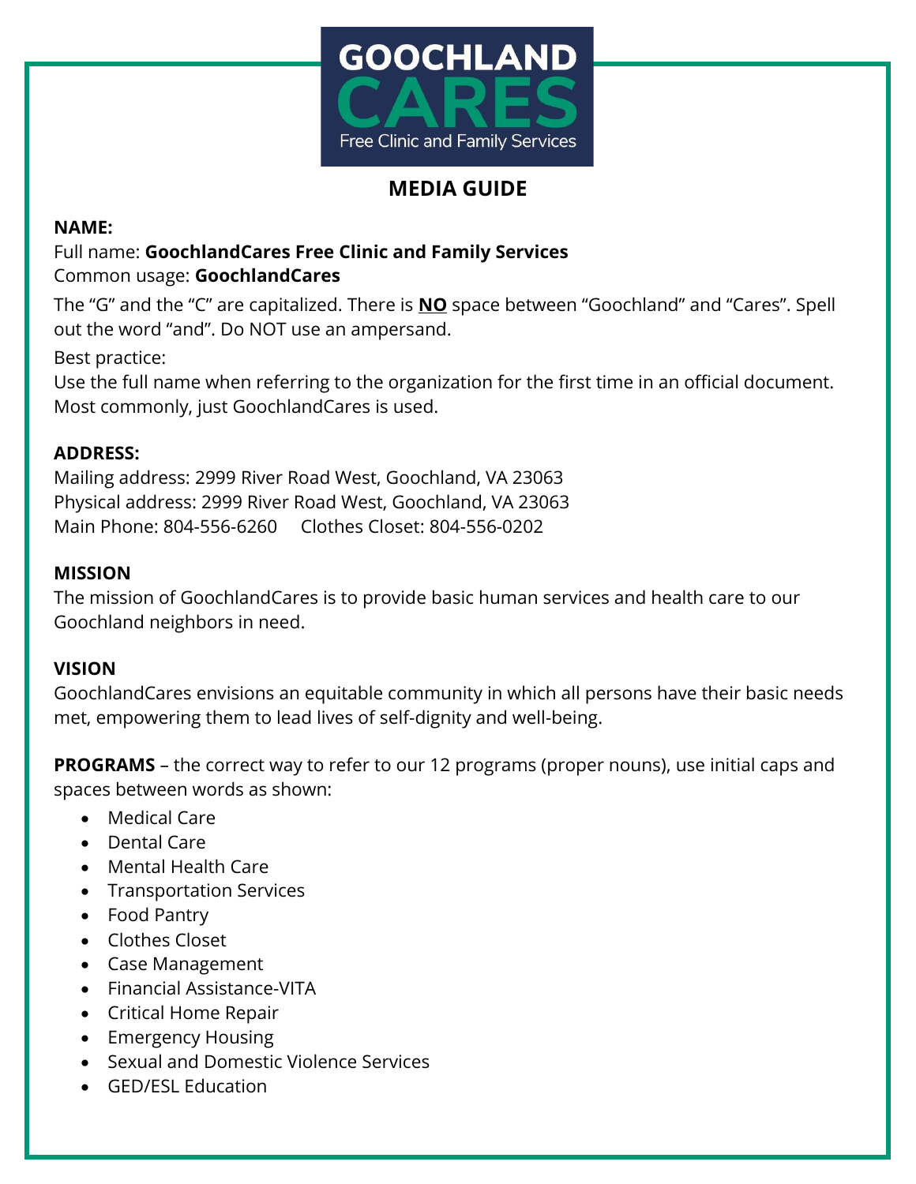GOOCHLAND CARES
Free Clinic and Family Services

# MEDIA GUIDE

**NAME:**

Full name: **GoochlandCares Free Clinic and Family Services**
Common usage: **GoochlandCares**

The "G" and the "C" are capitalized. There is **NO** space between "Goochland" and "Cares". Spell out the word "and". Do NOT use an ampersand.

Best practice:
Use the full name when referring to the organization for the first time in an official document. Most commonly, just GoochlandCares is used.

**ADDRESS:**

Mailing address: 2999 River Road West, Goochland, VA 23063
Physical address: 2999 River Road West, Goochland, VA 23063
Main Phone: 804-556-6260     Clothes Closet: 804-556-0202

**MISSION**

The mission of GoochlandCares is to provide basic human services and health care to our Goochland neighbors in need.

**VISION**

GoochlandCares envisions an equitable community in which all persons have their basic needs met, empowering them to lead lives of self-dignity and well-being.

**PROGRAMS** – the correct way to refer to our 12 programs (proper nouns), use initial caps and spaces between words as shown:

- Medical Care
- Dental Care
- Mental Health Care
- Transportation Services
- Food Pantry
- Clothes Closet
- Case Management
- Financial Assistance-VITA
- Critical Home Repair
- Emergency Housing
- Sexual and Domestic Violence Services
- GED/ESL Education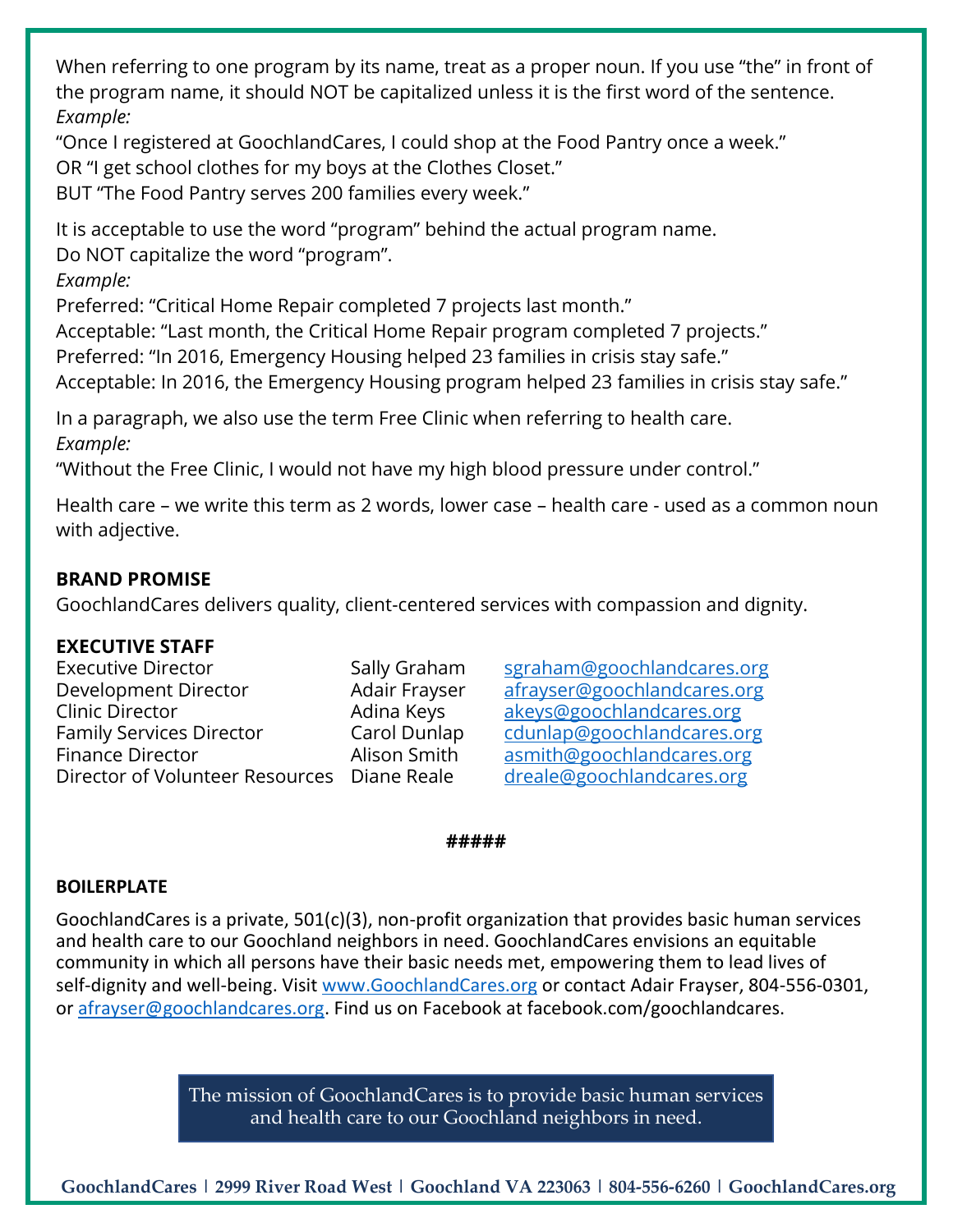When referring to one program by its name, treat as a proper noun. If you use "the" in front of the program name, it should NOT be capitalized unless it is the first word of the sentence.
*Example:*
"Once I registered at GoochlandCares, I could shop at the Food Pantry once a week."
OR "I get school clothes for my boys at the Clothes Closet."
BUT "The Food Pantry serves 200 families every week."

It is acceptable to use the word "program" behind the actual program name.
Do NOT capitalize the word "program".
*Example:*
Preferred: "Critical Home Repair completed 7 projects last month."
Acceptable: "Last month, the Critical Home Repair program completed 7 projects."
Preferred: "In 2016, Emergency Housing helped 23 families in crisis stay safe."
Acceptable: In 2016, the Emergency Housing program helped 23 families in crisis stay safe."

In a paragraph, we also use the term Free Clinic when referring to health care.
*Example:*
"Without the Free Clinic, I would not have my high blood pressure under control."

Health care – we write this term as 2 words, lower case – health care - used as a common noun with adjective.

**BRAND PROMISE**
GoochlandCares delivers quality, client-centered services with compassion and dignity.

**EXECUTIVE STAFF**

| | | |
|---|---|---|
| Executive Director | Sally Graham | sgraham@goochlandcares.org |
| Development Director | Adair Frayser | afrayser@goochlandcares.org |
| Clinic Director | Adina Keys | akeys@goochlandcares.org |
| Family Services Director | Carol Dunlap | cdunlap@goochlandcares.org |
| Finance Director | Alison Smith | asmith@goochlandcares.org |
| Director of Volunteer Resources | Diane Reale | dreale@goochlandcares.org |

#####

**BOILERPLATE**

GoochlandCares is a private, 501(c)(3), non-profit organization that provides basic human services and health care to our Goochland neighbors in need. GoochlandCares envisions an equitable community in which all persons have their basic needs met, empowering them to lead lives of self-dignity and well-being. Visit www.GoochlandCares.org or contact Adair Frayser, 804-556-0301, or afrayser@goochlandcares.org. Find us on Facebook at facebook.com/goochlandcares.

The mission of GoochlandCares is to provide basic human services and health care to our Goochland neighbors in need.

**GoochlandCares | 2999 River Road West | Goochland VA 223063 | 804-556-6260 | GoochlandCares.org**